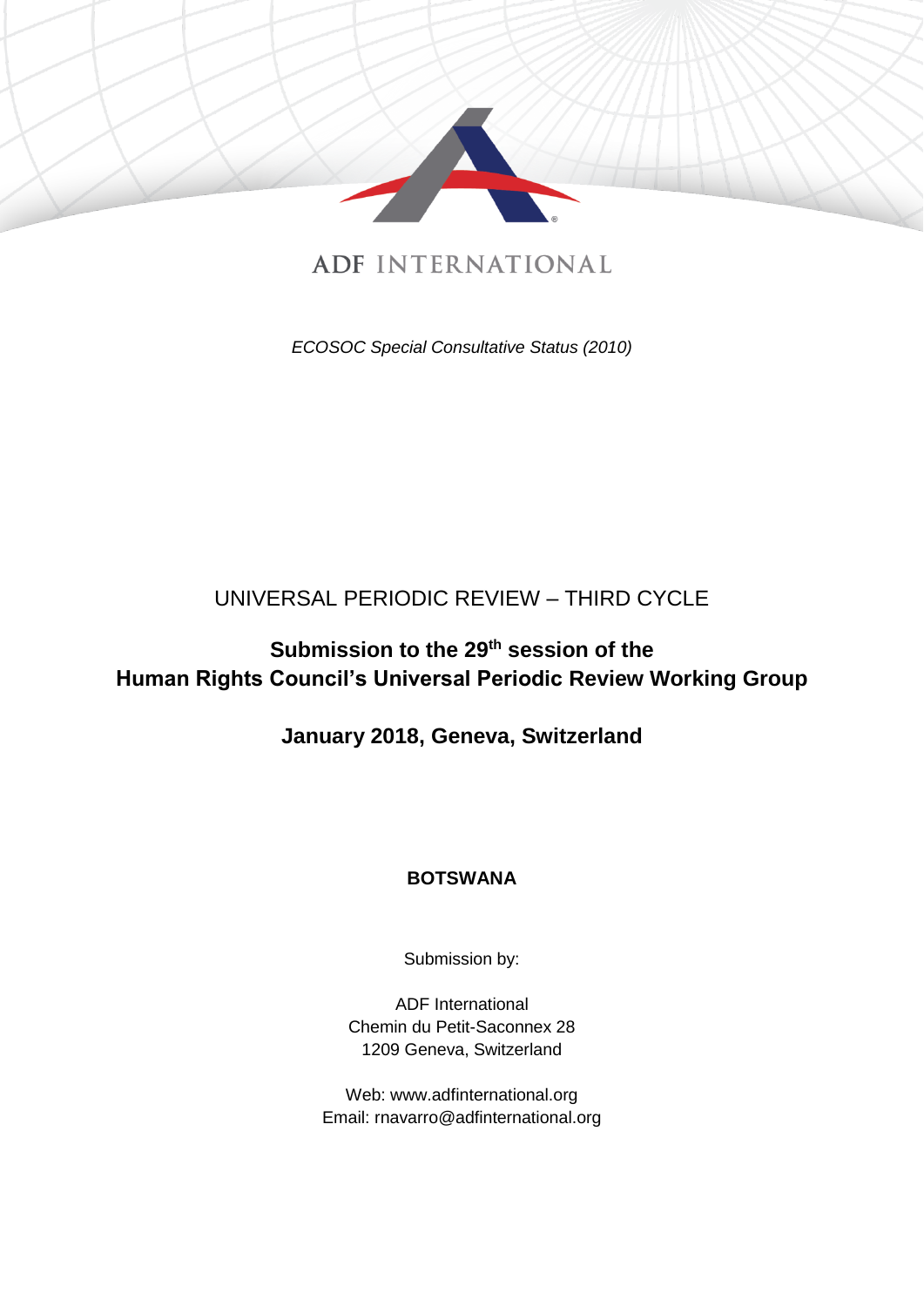ADF INTERNATIONAL

*ECOSOC Special Consultative Status (2010)*

UNIVERSAL PERIODIC REVIEW – THIRD CYCLE

**Submission to the 29th session of the Human Rights Council's Universal Periodic Review Working Group**

**January 2018, Geneva, Switzerland**

**BOTSWANA**

Submission by:

ADF International
Chemin du Petit-Saconnex 28
1209 Geneva, Switzerland

Web: www.adfinternational.org
Email: rnavarro@adfinternational.org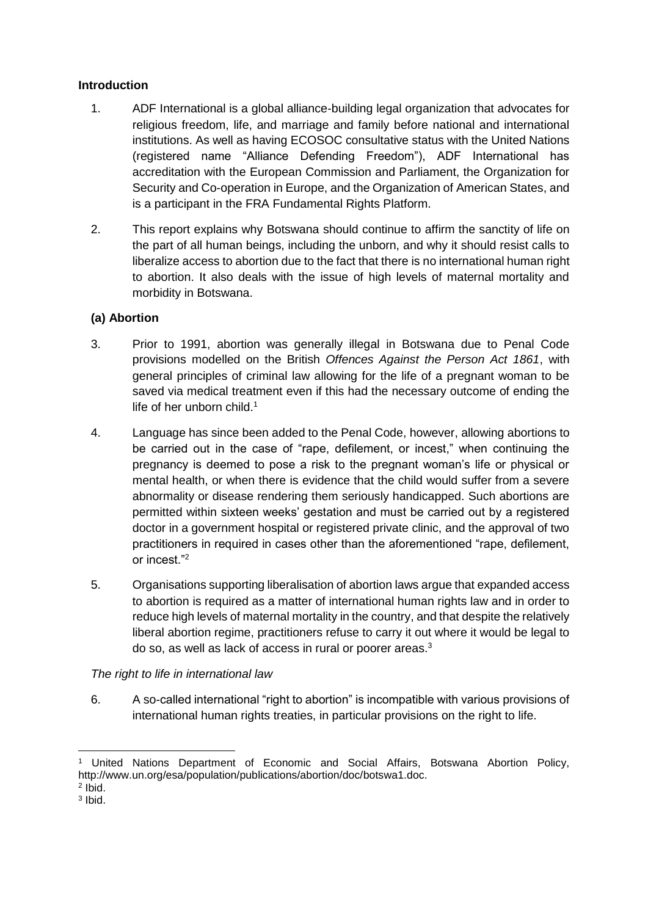**Introduction**

1. ADF International is a global alliance-building legal organization that advocates for religious freedom, life, and marriage and family before national and international institutions. As well as having ECOSOC consultative status with the United Nations (registered name "Alliance Defending Freedom"), ADF International has accreditation with the European Commission and Parliament, the Organization for Security and Co-operation in Europe, and the Organization of American States, and is a participant in the FRA Fundamental Rights Platform.

2. This report explains why Botswana should continue to affirm the sanctity of life on the part of all human beings, including the unborn, and why it should resist calls to liberalize access to abortion due to the fact that there is no international human right to abortion. It also deals with the issue of high levels of maternal mortality and morbidity in Botswana.

**(a) Abortion**

3. Prior to 1991, abortion was generally illegal in Botswana due to Penal Code provisions modelled on the British *Offences Against the Person Act 1861*, with general principles of criminal law allowing for the life of a pregnant woman to be saved via medical treatment even if this had the necessary outcome of ending the life of her unborn child.[1]

4. Language has since been added to the Penal Code, however, allowing abortions to be carried out in the case of "rape, defilement, or incest," when continuing the pregnancy is deemed to pose a risk to the pregnant woman's life or physical or mental health, or when there is evidence that the child would suffer from a severe abnormality or disease rendering them seriously handicapped. Such abortions are permitted within sixteen weeks' gestation and must be carried out by a registered doctor in a government hospital or registered private clinic, and the approval of two practitioners in required in cases other than the aforementioned "rape, defilement, or incest."[2]

5. Organisations supporting liberalisation of abortion laws argue that expanded access to abortion is required as a matter of international human rights law and in order to reduce high levels of maternal mortality in the country, and that despite the relatively liberal abortion regime, practitioners refuse to carry it out where it would be legal to do so, as well as lack of access in rural or poorer areas.[3]

*The right to life in international law*

6. A so-called international "right to abortion" is incompatible with various provisions of international human rights treaties, in particular provisions on the right to life.

---

[1] United Nations Department of Economic and Social Affairs, Botswana Abortion Policy, http://www.un.org/esa/population/publications/abortion/doc/botswa1.doc.

[2] Ibid.

[3] Ibid.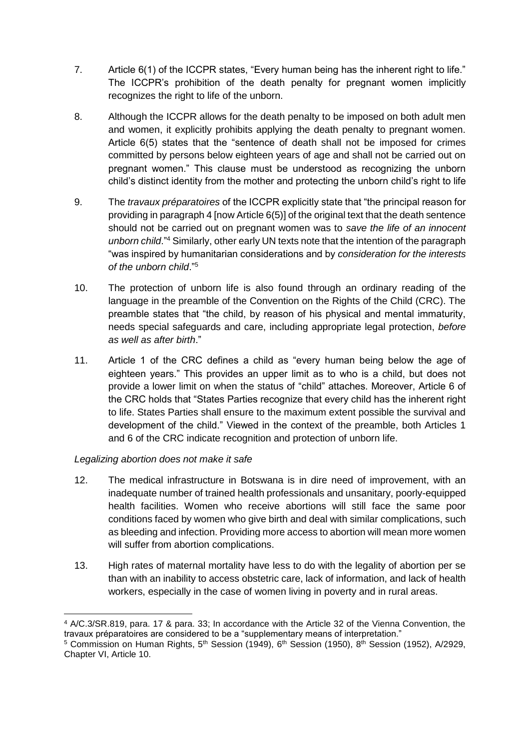7. Article 6(1) of the ICCPR states, "Every human being has the inherent right to life." The ICCPR's prohibition of the death penalty for pregnant women implicitly recognizes the right to life of the unborn.

8. Although the ICCPR allows for the death penalty to be imposed on both adult men and women, it explicitly prohibits applying the death penalty to pregnant women. Article 6(5) states that the "sentence of death shall not be imposed for crimes committed by persons below eighteen years of age and shall not be carried out on pregnant women." This clause must be understood as recognizing the unborn child's distinct identity from the mother and protecting the unborn child's right to life

9. The *travaux préparatoires* of the ICCPR explicitly state that "the principal reason for providing in paragraph 4 [now Article 6(5)] of the original text that the death sentence should not be carried out on pregnant women was to *save the life of an innocent unborn child*."[4] Similarly, other early UN texts note that the intention of the paragraph "was inspired by humanitarian considerations and by *consideration for the interests of the unborn child*."[5]

10. The protection of unborn life is also found through an ordinary reading of the language in the preamble of the Convention on the Rights of the Child (CRC). The preamble states that "the child, by reason of his physical and mental immaturity, needs special safeguards and care, including appropriate legal protection, *before as well as after birth*."

11. Article 1 of the CRC defines a child as "every human being below the age of eighteen years." This provides an upper limit as to who is a child, but does not provide a lower limit on when the status of "child" attaches. Moreover, Article 6 of the CRC holds that "States Parties recognize that every child has the inherent right to life. States Parties shall ensure to the maximum extent possible the survival and development of the child." Viewed in the context of the preamble, both Articles 1 and 6 of the CRC indicate recognition and protection of unborn life.

*Legalizing abortion does not make it safe*

12. The medical infrastructure in Botswana is in dire need of improvement, with an inadequate number of trained health professionals and unsanitary, poorly-equipped health facilities. Women who receive abortions will still face the same poor conditions faced by women who give birth and deal with similar complications, such as bleeding and infection. Providing more access to abortion will mean more women will suffer from abortion complications.

13. High rates of maternal mortality have less to do with the legality of abortion per se than with an inability to access obstetric care, lack of information, and lack of health workers, especially in the case of women living in poverty and in rural areas.

---

[4] A/C.3/SR.819, para. 17 & para. 33; In accordance with the Article 32 of the Vienna Convention, the travaux préparatoires are considered to be a "supplementary means of interpretation."

[5] Commission on Human Rights, 5th Session (1949), 6th Session (1950), 8th Session (1952), A/2929, Chapter VI, Article 10.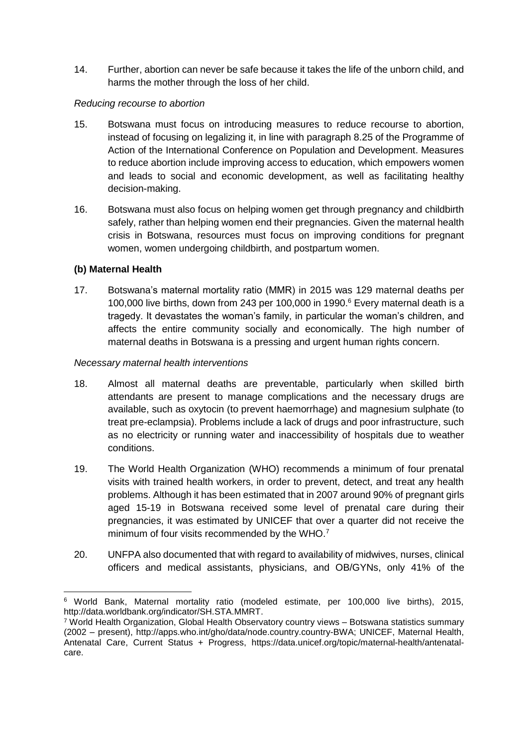14. Further, abortion can never be safe because it takes the life of the unborn child, and harms the mother through the loss of her child.

*Reducing recourse to abortion*

15. Botswana must focus on introducing measures to reduce recourse to abortion, instead of focusing on legalizing it, in line with paragraph 8.25 of the Programme of Action of the International Conference on Population and Development. Measures to reduce abortion include improving access to education, which empowers women and leads to social and economic development, as well as facilitating healthy decision-making.

16. Botswana must also focus on helping women get through pregnancy and childbirth safely, rather than helping women end their pregnancies. Given the maternal health crisis in Botswana, resources must focus on improving conditions for pregnant women, women undergoing childbirth, and postpartum women.

**(b) Maternal Health**

17. Botswana's maternal mortality ratio (MMR) in 2015 was 129 maternal deaths per 100,000 live births, down from 243 per 100,000 in 1990.[6] Every maternal death is a tragedy. It devastates the woman's family, in particular the woman's children, and affects the entire community socially and economically. The high number of maternal deaths in Botswana is a pressing and urgent human rights concern.

*Necessary maternal health interventions*

18. Almost all maternal deaths are preventable, particularly when skilled birth attendants are present to manage complications and the necessary drugs are available, such as oxytocin (to prevent haemorrhage) and magnesium sulphate (to treat pre-eclampsia). Problems include a lack of drugs and poor infrastructure, such as no electricity or running water and inaccessibility of hospitals due to weather conditions.

19. The World Health Organization (WHO) recommends a minimum of four prenatal visits with trained health workers, in order to prevent, detect, and treat any health problems. Although it has been estimated that in 2007 around 90% of pregnant girls aged 15-19 in Botswana received some level of prenatal care during their pregnancies, it was estimated by UNICEF that over a quarter did not receive the minimum of four visits recommended by the WHO.[7]

20. UNFPA also documented that with regard to availability of midwives, nurses, clinical officers and medical assistants, physicians, and OB/GYNs, only 41% of the

---

[6] World Bank, Maternal mortality ratio (modeled estimate, per 100,000 live births), 2015, http://data.worldbank.org/indicator/SH.STA.MMRT.

[7] World Health Organization, Global Health Observatory country views – Botswana statistics summary (2002 – present), http://apps.who.int/gho/data/node.country.country-BWA; UNICEF, Maternal Health, Antenatal Care, Current Status + Progress, https://data.unicef.org/topic/maternal-health/antenatal-care.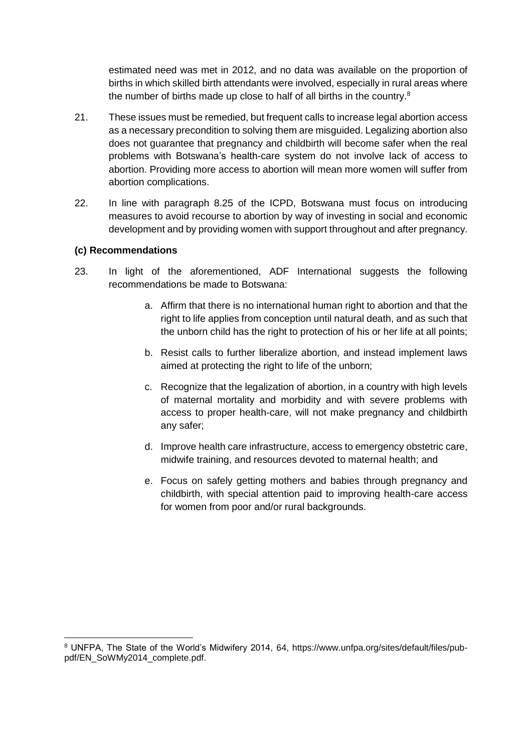estimated need was met in 2012, and no data was available on the proportion of births in which skilled birth attendants were involved, especially in rural areas where the number of births made up close to half of all births in the country.[8]

21. These issues must be remedied, but frequent calls to increase legal abortion access as a necessary precondition to solving them are misguided. Legalizing abortion also does not guarantee that pregnancy and childbirth will become safer when the real problems with Botswana's health-care system do not involve lack of access to abortion. Providing more access to abortion will mean more women will suffer from abortion complications.

22. In line with paragraph 8.25 of the ICPD, Botswana must focus on introducing measures to avoid recourse to abortion by way of investing in social and economic development and by providing women with support throughout and after pregnancy.

### (c) Recommendations

23. In light of the aforementioned, ADF International suggests the following recommendations be made to Botswana:

    a. Affirm that there is no international human right to abortion and that the right to life applies from conception until natural death, and as such that the unborn child has the right to protection of his or her life at all points;

    b. Resist calls to further liberalize abortion, and instead implement laws aimed at protecting the right to life of the unborn;

    c. Recognize that the legalization of abortion, in a country with high levels of maternal mortality and morbidity and with severe problems with access to proper health-care, will not make pregnancy and childbirth any safer;

    d. Improve health care infrastructure, access to emergency obstetric care, midwife training, and resources devoted to maternal health; and

    e. Focus on safely getting mothers and babies through pregnancy and childbirth, with special attention paid to improving health-care access for women from poor and/or rural backgrounds.

---

[8] UNFPA, The State of the World's Midwifery 2014, 64, https://www.unfpa.org/sites/default/files/pub-pdf/EN_SoWMy2014_complete.pdf.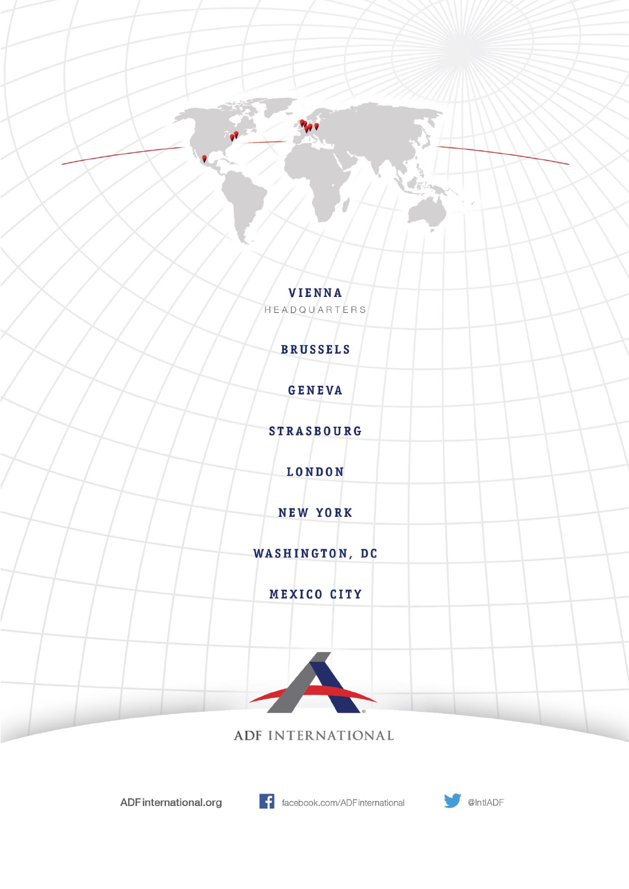**VIENNA**
HEADQUARTERS

**BRUSSELS**

**GENEVA**

**STRASBOURG**

**LONDON**

**NEW YORK**

**WASHINGTON, DC**

**MEXICO CITY**

ADF INTERNATIONAL

ADFinternational.org

facebook.com/ADFinternational

@IntlADF